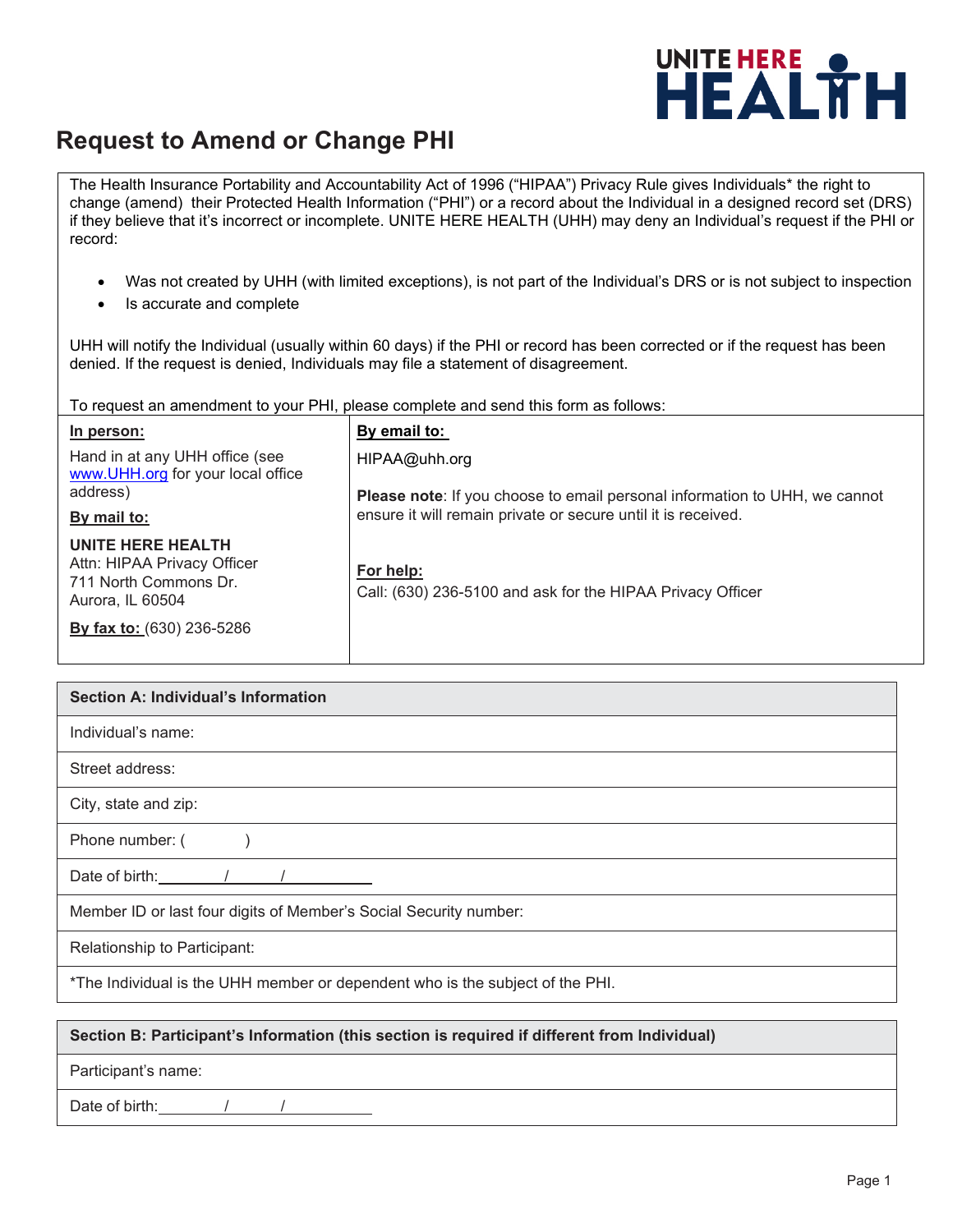# Request to Amend or Change PHI

The Health Insurance Portability and Accountability Act of 1996 ("HIPAA") Privacy Rule gives Individuals* the right to change (amend) their Protected Health Information ("PHI") or a record about the Individual in a designed record set (DRS) if they believe that it's incorrect or incomplete. UNITE HERE HEALTH (UHH) may deny an Individual's request if the PHI or record:

- Was not created by UHH (with limited exceptions), is not part of the Individual's DRS or is not subject to inspection
- Is accurate and complete

UHH will notify the Individual (usually within 60 days) if the PHI or record has been corrected or if the request has been denied. If the request is denied, Individuals may file a statement of disagreement.

To request an amendment to your PHI, please complete and send this form as follows:

**In person:**

Hand in at any UHH office (see www.UHH.org for your local office address)

**By mail to:**

**UNITE HERE HEALTH**
Attn: HIPAA Privacy Officer
711 North Commons Dr.
Aurora, IL 60504

**By fax to:** (630) 236-5286

**By email to:**

HIPAA@uhh.org

**Please note**: If you choose to email personal information to UHH, we cannot ensure it will remain private or secure until it is received.

**For help:**
Call: (630) 236-5100 and ask for the HIPAA Privacy Officer

| **Section A: Individual's Information** |
|---|
| Individual's name: |
| Street address: |
| City, state and zip: |
| Phone number: (      ) |
| Date of birth: ____/____/______ |
| Member ID or last four digits of Member's Social Security number: |
| Relationship to Participant: |
| *The Individual is the UHH member or dependent who is the subject of the PHI. |

| **Section B: Participant's Information (this section is required if different from Individual)** |
|---|
| Participant's name: |
| Date of birth: ____/____/______ |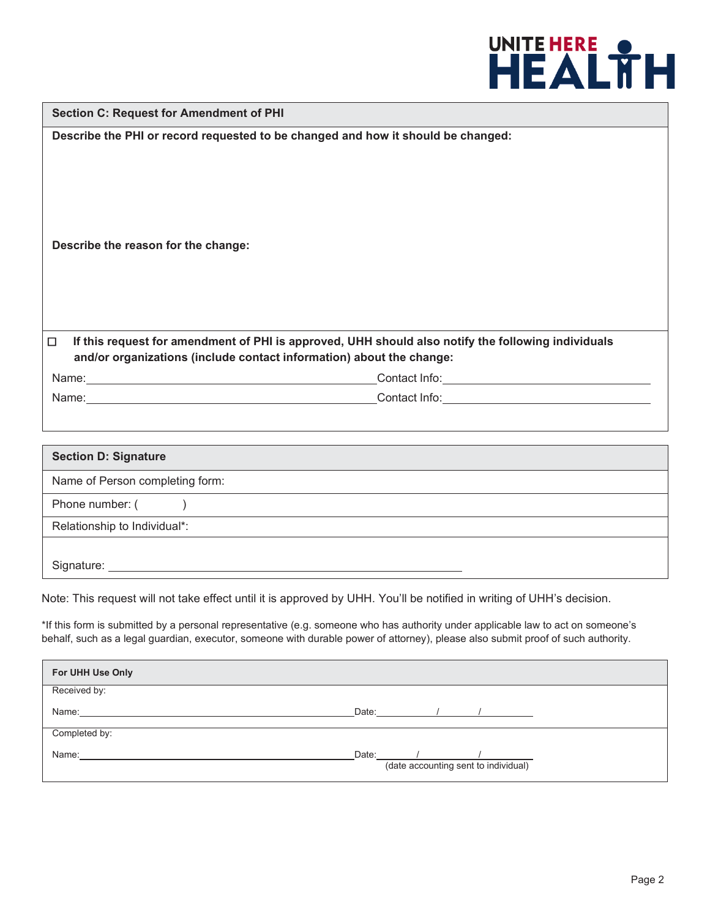## Section C: Request for Amendment of PHI

**Describe the PHI or record requested to be changed and how it should be changed:**

**Describe the reason for the change:**

☐ **If this request for amendment of PHI is approved, UHH should also notify the following individuals and/or organizations (include contact information) about the change:**

Name:\_\_\_\_\_\_\_\_\_\_\_\_\_\_\_\_\_\_\_\_\_\_\_\_\_\_\_\_\_\_ Contact Info:\_\_\_\_\_\_\_\_\_\_\_\_\_\_\_\_\_\_\_\_\_\_\_\_

Name:\_\_\_\_\_\_\_\_\_\_\_\_\_\_\_\_\_\_\_\_\_\_\_\_\_\_\_\_\_\_ Contact Info:\_\_\_\_\_\_\_\_\_\_\_\_\_\_\_\_\_\_\_\_\_\_\_\_

## Section D: Signature

Name of Person completing form:

Phone number: (         )

Relationship to Individual*:

Signature: \_\_\_\_\_\_\_\_\_\_\_\_\_\_\_\_\_\_\_\_\_\_\_\_\_\_\_\_\_\_\_\_\_\_\_\_\_\_\_\_

Note: This request will not take effect until it is approved by UHH. You'll be notified in writing of UHH's decision.

*If this form is submitted by a personal representative (e.g. someone who has authority under applicable law to act on someone's behalf, such as a legal guardian, executor, someone with durable power of attorney), please also submit proof of such authority.

**For UHH Use Only**

Received by:

Name:\_\_\_\_\_\_\_\_\_\_\_\_\_\_\_\_\_\_\_\_\_\_\_\_\_\_\_\_\_\_ Date:\_\_\_\_\_/\_\_\_\_\_/\_\_\_\_\_

Completed by:

Name:\_\_\_\_\_\_\_\_\_\_\_\_\_\_\_\_\_\_\_\_\_\_\_\_\_\_\_\_\_\_ Date:\_\_\_\_\_/\_\_\_\_\_/\_\_\_\_\_
(date accounting sent to individual)